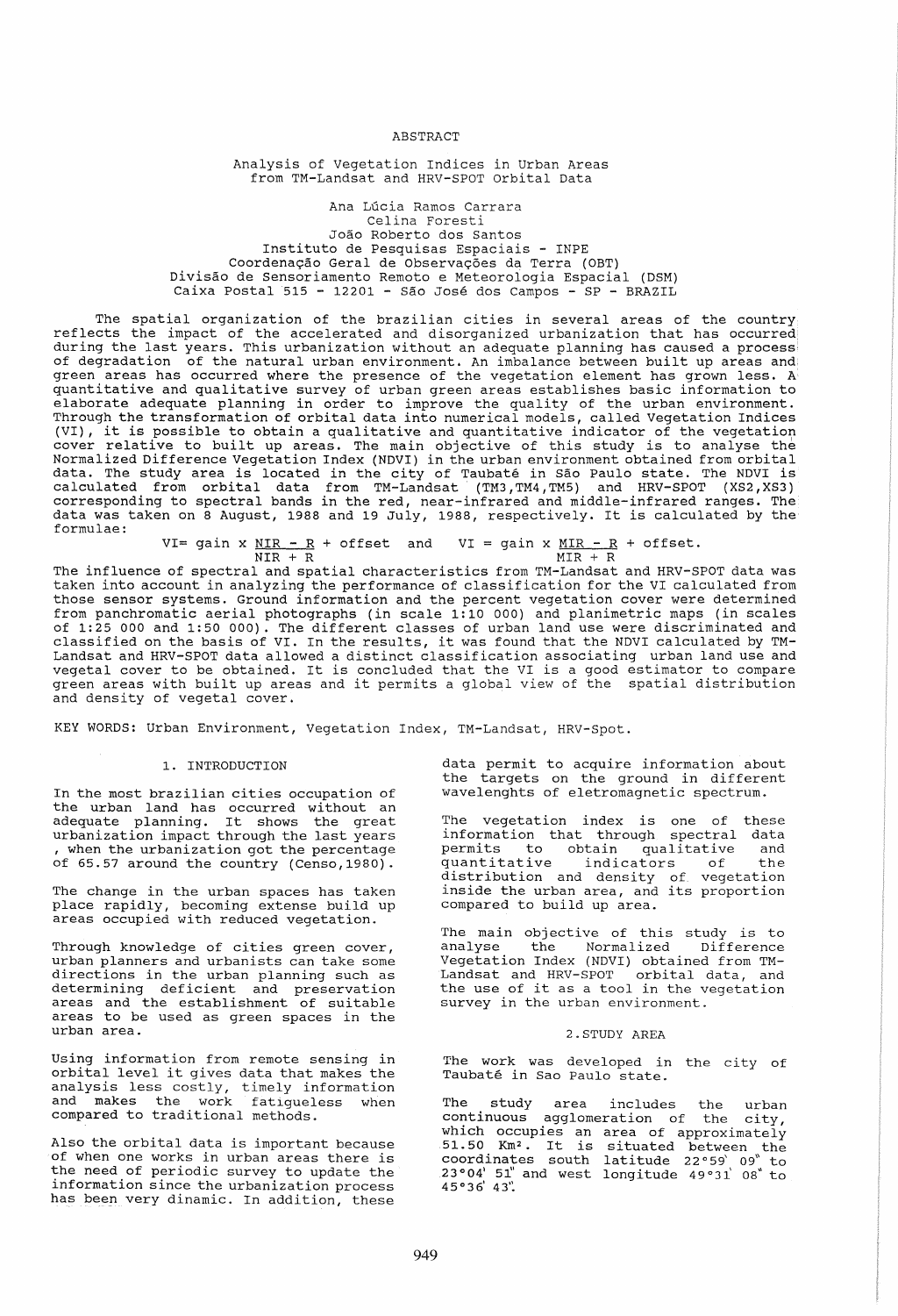# ABSTRACT

## Analysis of Vegetation Indices in Urban Areas from TM-Landsat and HRV-SPOT Orbital Data

Ana Lúcia Ramos Carrara
Celina Foresti
João Roberto dos Santos
Instituto de Pesquisas Espaciais - INPE
Coordenação Geral de Observações da Terra (OBT)
Divisão de Sensoriamento Remoto e Meteorologia Espacial (DSM)
Caixa Postal 515 - 12201 - São José dos Campos - SP - BRAZIL

The spatial organization of the brazilian cities in several areas of the country reflects the impact of the accelerated and disorganized urbanization that has occurred during the last years. This urbanization without an adequate planning has caused a process of degradation of the natural urban environment. An imbalance between built up areas and green areas has occurred where the presence of the vegetation element has grown less. A quantitative and qualitative survey of urban green areas establishes basic information to elaborate adequate planning in order to improve the quality of the urban environment. Through the transformation of orbital data into numerical models, called Vegetation Indices (VI), it is possible to obtain a qualitative and quantitative indicator of the vegetation cover relative to built up areas. The main objective of this study is to analyse the Normalized Difference Vegetation Index (NDVI) in the urban environment obtained from orbital data. The study area is located in the city of Taubaté in São Paulo state. The NDVI is calculated from orbital data from TM-Landsat (TM3,TM4,TM5) and HRV-SPOT (XS2,XS3) corresponding to spectral bands in the red, near-infrared and middle-infrared ranges. The data was taken on 8 August, 1988 and 19 July, 1988, respectively. It is calculated by the formulae:

$$VI = gain \times \frac{NIR - R}{NIR + R} + offset \quad \text{and} \quad VI = gain \times \frac{MIR - R}{MIR + R} + offset.$$

The influence of spectral and spatial characteristics from TM-Landsat and HRV-SPOT data was taken into account in analyzing the performance of classification for the VI calculated from those sensor systems. Ground information and the percent vegetation cover were determined from panchromatic aerial photographs (in scale 1:10 000) and planimetric maps (in scales of 1:25 000 and 1:50 000). The different classes of urban land use were discriminated and classified on the basis of VI. In the results, it was found that the NDVI calculated by TM-Landsat and HRV-SPOT data allowed a distinct classification associating urban land use and vegetal cover to be obtained. It is concluded that the VI is a good estimator to compare green areas with built up areas and it permits a global view of the spatial distribution and density of vegetal cover.

KEY WORDS: Urban Environment, Vegetation Index, TM-Landsat, HRV-Spot.

## 1. INTRODUCTION

In the most brazilian cities occupation of the urban land has occurred without an adequate planning. It shows the great urbanization impact through the last years , when the urbanization got the percentage of 65.57 around the country (Censo,1980).

The change in the urban spaces has taken place rapidly, becoming extense build up areas occupied with reduced vegetation.

Through knowledge of cities green cover, urban planners and urbanists can take some directions in the urban planning such as determining deficient and preservation areas and the establishment of suitable areas to be used as green spaces in the urban area.

Using information from remote sensing in orbital level it gives data that makes the analysis less costly, timely information and makes the work fatigueless when compared to traditional methods.

Also the orbital data is important because of when one works in urban areas there is the need of periodic survey to update the information since the urbanization process has been very dinamic. In addition, these data permit to acquire information about the targets on the ground in different wavelenghts of eletromagnetic spectrum.

The vegetation index is one of these information that through spectral data permits to obtain qualitative and quantitative indicators of the distribution and density of vegetation inside the urban area, and its proportion compared to build up area.

The main objective of this study is to analyse the Normalized Difference Vegetation Index (NDVI) obtained from TM-Landsat and HRV-SPOT orbital data, and the use of it as a tool in the vegetation survey in the urban environment.

## 2. STUDY AREA

The work was developed in the city of Taubaté in Sao Paulo state.

The study area includes the urban continuous agglomeration of the city, which occupies an area of approximately 51.50 Km². It is situated between the coordinates south latitude 22°59' 09" to 23°04' 51" and west longitude 49°31' 08" to 45°36' 43".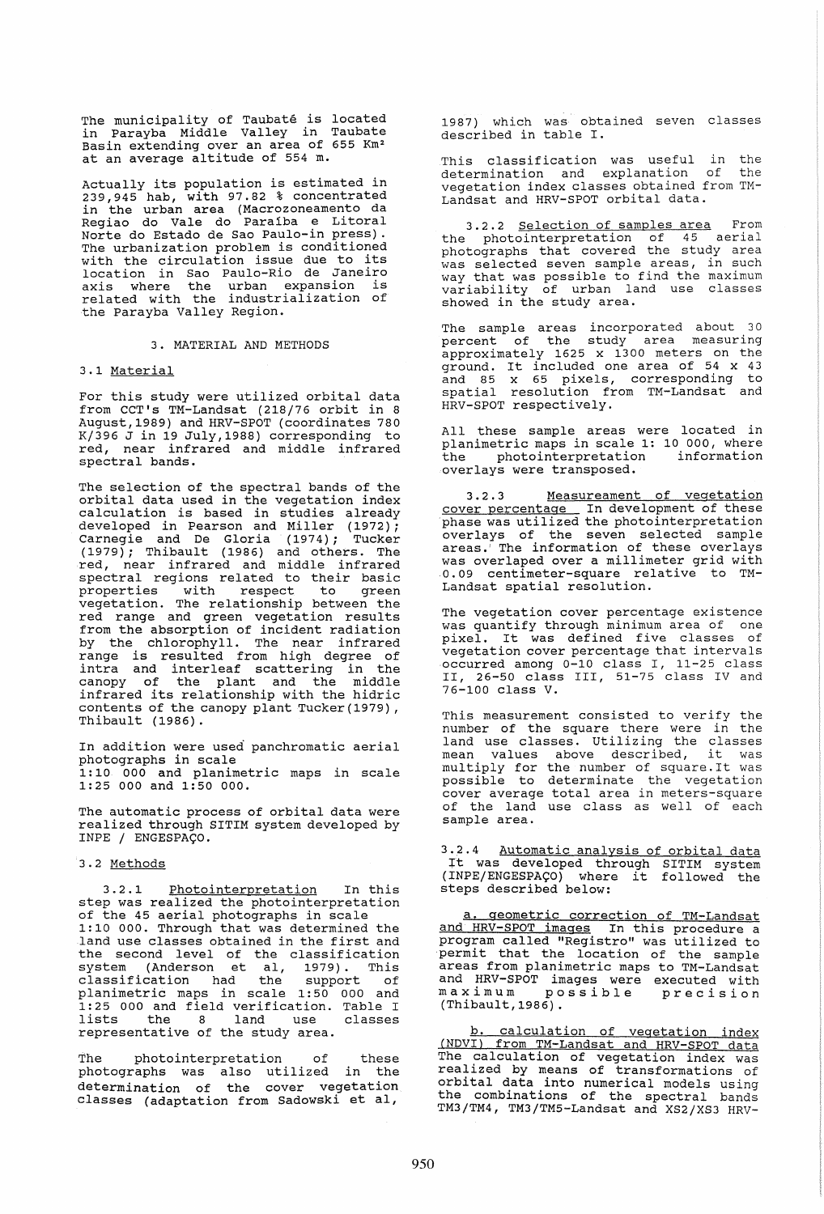The municipality of Taubaté is located in Parayba Middle Valley in Taubate Basin extending over an area of 655 Km² at an average altitude of 554 m.

Actually its population is estimated in 239,945 hab, with 97.82 % concentrated in the urban area (Macrozoneamento da Regiao do Vale do Paraíba e Litoral Norte do Estado de Sao Paulo-in press). The urbanization problem is conditioned with the circulation issue due to its location in Sao Paulo-Rio de Janeiro axis where the urban expansion is related with the industrialization of the Parayba Valley Region.

## 3. MATERIAL AND METHODS

### 3.1 Material

For this study were utilized orbital data from CCT's TM-Landsat (218/76 orbit in 8 August,1989) and HRV-SPOT (coordinates 780 K/396 J in 19 July,1988) corresponding to red, near infrared and middle infrared spectral bands.

The selection of the spectral bands of the orbital data used in the vegetation index calculation is based in studies already developed in Pearson and Miller (1972); Carnegie and De Gloria (1974); Tucker (1979); Thibault (1986) and others. The red, near infrared and middle infrared spectral regions related to their basic properties with respect to green vegetation. The relationship between the red range and green vegetation results from the absorption of incident radiation by the chlorophyll. The near infrared range is resulted from high degree of intra and interleaf scattering in the canopy of the plant and the middle infrared its relationship with the hidric contents of the canopy plant Tucker(1979), Thibault (1986).

In addition were used panchromatic aerial photographs in scale 1:10 000 and planimetric maps in scale 1:25 000 and 1:50 000.

The automatic process of orbital data were realized through SITIM system developed by INPE / ENGESPAÇO.

### 3.2 Methods

3.2.1 Photointerpretation In this step was realized the photointerpretation of the 45 aerial photographs in scale 1:10 000. Through that was determined the land use classes obtained in the first and the second level of the classification system (Anderson et al, 1979). This classification had the support of planimetric maps in scale 1:50 000 and 1:25 000 and field verification. Table I lists the 8 land use classes representative of the study area.

The photointerpretation of these photographs was also utilized in the determination of the cover vegetation classes (adaptation from Sadowski et al, 1987) which was obtained seven classes described in table I.

This classification was useful in the determination and explanation of the vegetation index classes obtained from TM-Landsat and HRV-SPOT orbital data.

3.2.2 Selection of samples area From the photointerpretation of 45 aerial photographs that covered the study area was selected seven sample areas, in such way that was possible to find the maximum variability of urban land use classes showed in the study area.

The sample areas incorporated about 30 percent of the study area measuring approximately 1625 x 1300 meters on the ground. It included one area of 54 x 43 and 85 x 65 pixels, corresponding to spatial resolution from TM-Landsat and HRV-SPOT respectively.

All these sample areas were located in planimetric maps in scale 1: 10 000, where the photointerpretation information overlays were transposed.

3.2.3 Measureament of vegetation cover percentage In development of these phase was utilized the photointerpretation overlays of the seven selected sample areas. The information of these overlays was overlaped over a millimeter grid with 0.09 centimeter-square relative to TM-Landsat spatial resolution.

The vegetation cover percentage existence was quantify through minimum area of one pixel. It was defined five classes of vegetation cover percentage that intervals occurred among 0-10 class I, 11-25 class II, 26-50 class III, 51-75 class IV and 76-100 class V.

This measurement consisted to verify the number of the square there were in the land use classes. Utilizing the classes mean values above described, it was multiply for the number of square.It was possible to determinate the vegetation cover average total area in meters-square of the land use class as well of each sample area.

3.2.4 Automatic analysis of orbital data It was developed through SITIM system (INPE/ENGESPAÇO) where it followed the steps described below:

a. geometric correction of TM-Landsat and HRV-SPOT images In this procedure a program called "Registro" was utilized to permit that the location of the sample areas from planimetric maps to TM-Landsat and HRV-SPOT images were executed with maximum possible precision (Thibault,1986).

b. calculation of vegetation index (NDVI) from TM-Landsat and HRV-SPOT data The calculation of vegetation index was realized by means of transformations of orbital data into numerical models using the combinations of the spectral bands TM3/TM4, TM3/TM5-Landsat and XS2/XS3 HRV-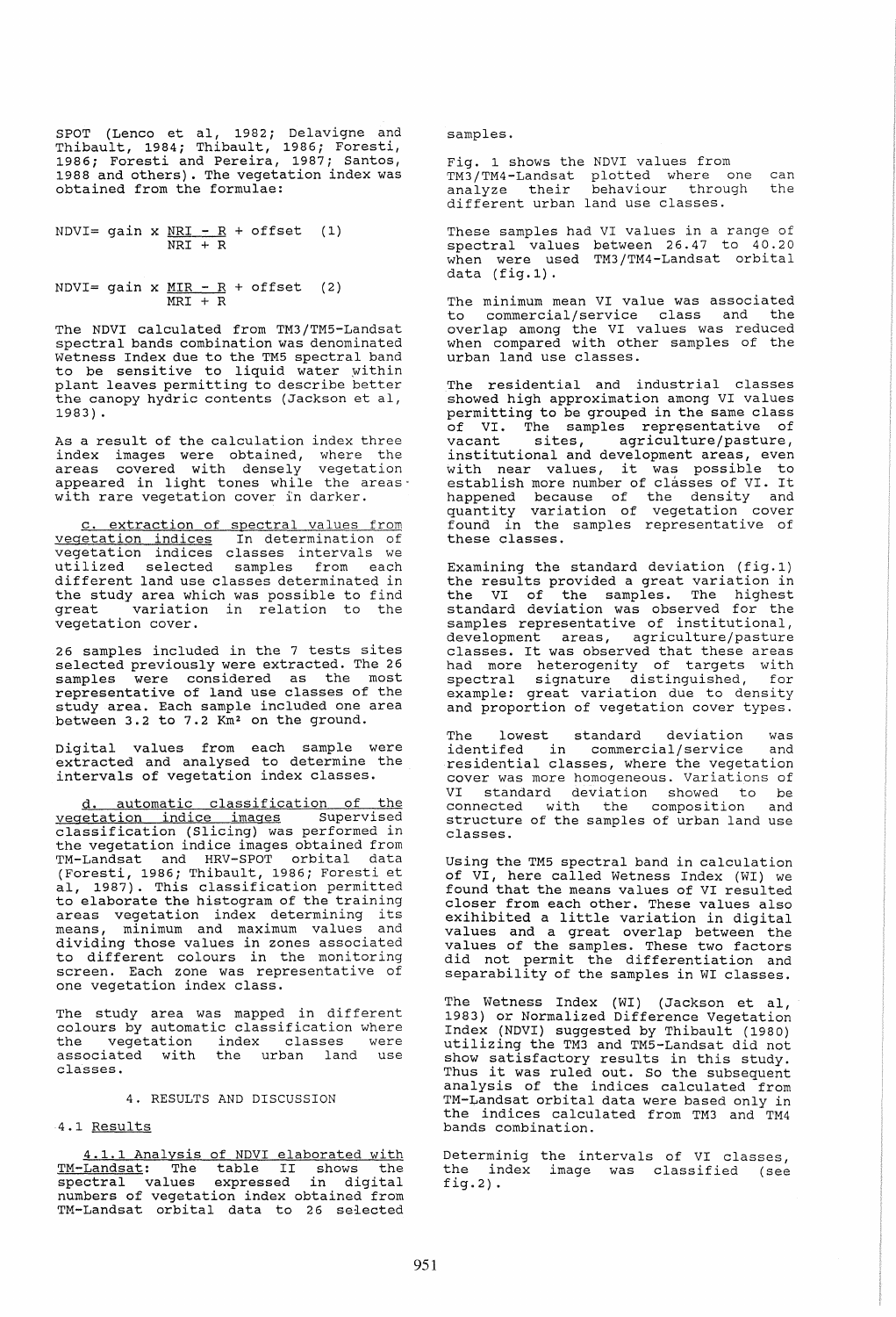SPOT (Lenco et al, 1982; Delavigne and Thibault, 1984; Thibault, 1986; Foresti, 1986; Foresti and Pereira, 1987; Santos, 1988 and others). The vegetation index was obtained from the formulae:

$$NDVI = gain \times \frac{NRI - R}{NRI + R} + offset \quad (1)$$

$$NDVI = gain \times \frac{MIR - R}{MRI + R} + offset \quad (2)$$

The NDVI calculated from TM3/TM5-Landsat spectral bands combination was denominated Wetness Index due to the TM5 spectral band to be sensitive to liquid water within plant leaves permitting to describe better the canopy hydric contents (Jackson et al, 1983).

As a result of the calculation index three index images were obtained, where the areas covered with densely vegetation appeared in light tones while the areas with rare vegetation cover in darker.

<u>c. extraction of spectral values from vegetation indices</u> In determination of vegetation indices classes intervals we utilized selected samples from each different land use classes determinated in the study area which was possible to find great variation in relation to the vegetation cover.

26 samples included in the 7 tests sites selected previously were extracted. The 26 samples were considered as the most representative of land use classes of the study area. Each sample included one area between 3.2 to 7.2 Km² on the ground.

Digital values from each sample were extracted and analysed to determine the intervals of vegetation index classes.

<u>d. automatic classification of the vegetation indice images</u> Supervised classification (Slicing) was performed in the vegetation indice images obtained from TM-Landsat and HRV-SPOT orbital data (Foresti, 1986; Thibault, 1986; Foresti et al, 1987). This classification permitted to elaborate the histogram of the training areas vegetation index determining its means, minimum and maximum values and dividing those values in zones associated to different colours in the monitoring screen. Each zone was representative of one vegetation index class.

The study area was mapped in different colours by automatic classification where the vegetation index classes were associated with the urban land use classes.

## 4. RESULTS AND DISCUSSION

### 4.1 Results

<u>4.1.1 Analysis of NDVI elaborated with TM-Landsat</u>: The table II shows the spectral values expressed in digital numbers of vegetation index obtained from TM-Landsat orbital data to 26 selected samples.

Fig. 1 shows the NDVI values from TM3/TM4-Landsat plotted where one can analyze their behaviour through the different urban land use classes.

These samples had VI values in a range of spectral values between 26.47 to 40.20 when were used TM3/TM4-Landsat orbital data (fig.1).

The minimum mean VI value was associated to commercial/service class and the overlap among the VI values was reduced when compared with other samples of the urban land use classes.

The residential and industrial classes showed high approximation among VI values permitting to be grouped in the same class of VI. The samples representative of vacant sites, agriculture/pasture, institutional and development areas, even with near values, it was possible to establish more number of classes of VI. It happened because of the density and quantity variation of vegetation cover found in the samples representative of these classes.

Examining the standard deviation (fig.1) the results provided a great variation in the VI of the samples. The highest standard deviation was observed for the samples representative of institutional, development areas, agriculture/pasture classes. It was observed that these areas had more heterogenity of targets with spectral signature distinguished, for example: great variation due to density and proportion of vegetation cover types.

The lowest standard deviation was identifed in commercial/service and residential classes, where the vegetation cover was more homogeneous. Variations of VI standard deviation showed to be connected with the composition and structure of the samples of urban land use classes.

Using the TM5 spectral band in calculation of VI, here called Wetness Index (WI) we found that the means values of VI resulted closer from each other. These values also exihibited a little variation in digital values and a great overlap between the values of the samples. These two factors did not permit the differentiation and separability of the samples in WI classes.

The Wetness Index (WI) (Jackson et al, 1983) or Normalized Difference Vegetation Index (NDVI) suggested by Thibault (1980) utilizing the TM3 and TM5-Landsat did not show satisfactory results in this study. Thus it was ruled out. So the subsequent analysis of the indices calculated from TM-Landsat orbital data were based only in the indices calculated from TM3 and TM4 bands combination.

Determinig the intervals of VI classes, the index image was classified (see fig.2).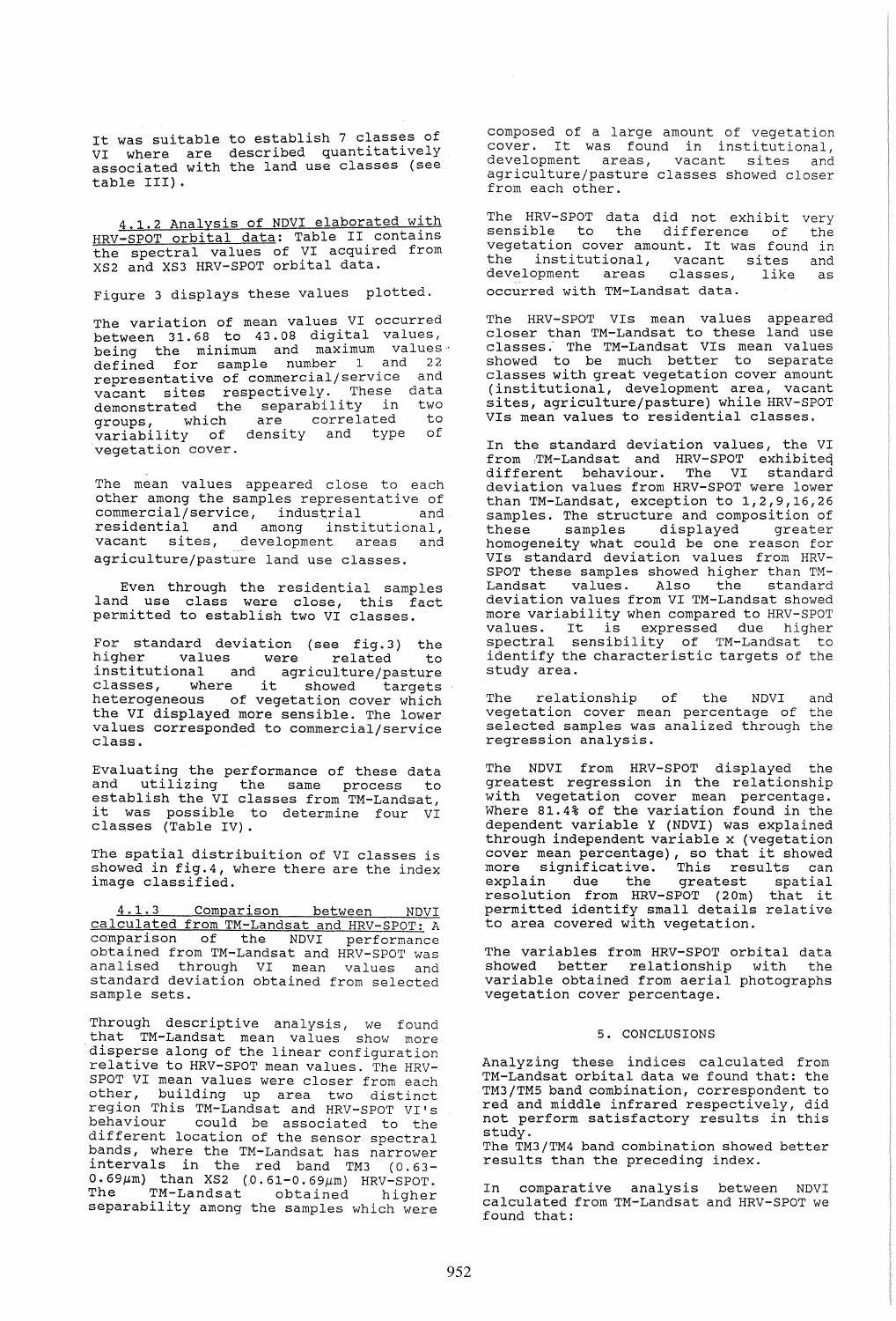It was suitable to establish 7 classes of VI where are described quantitatively associated with the land use classes (see table III).

4.1.2 Analysis of NDVI elaborated with HRV-SPOT orbital data: Table II contains the spectral values of VI acquired from XS2 and XS3 HRV-SPOT orbital data.

Figure 3 displays these values plotted.

The variation of mean values VI occurred between 31.68 to 43.08 digital values, being the minimum and maximum values defined for sample number 1 and 22 representative of commercial/service and vacant sites respectively. These data demonstrated the separability in two groups, which are correlated to variability of density and type of vegetation cover.

The mean values appeared close to each other among the samples representative of commercial/service, industrial and residential and among institutional, vacant sites, development areas and agriculture/pasture land use classes.

Even through the residential samples land use class were close, this fact permitted to establish two VI classes.

For standard deviation (see fig.3) the higher values were related to institutional and agriculture/pasture classes, where it showed targets heterogeneous of vegetation cover which the VI displayed more sensible. The lower values corresponded to commercial/service class.

Evaluating the performance of these data and utilizing the same process to establish the VI classes from TM-Landsat, it was possible to determine four VI classes (Table IV).

The spatial distribuition of VI classes is showed in fig.4, where there are the index image classified.

4.1.3 Comparison between NDVI calculated from TM-Landsat and HRV-SPOT: A comparison of the NDVI performance obtained from TM-Landsat and HRV-SPOT was analised through VI mean values and standard deviation obtained from selected sample sets.

Through descriptive analysis, we found that TM-Landsat mean values show more disperse along of the linear configuration relative to HRV-SPOT mean values. The HRV-SPOT VI mean values were closer from each other, building up area two distinct region This TM-Landsat and HRV-SPOT VI's behaviour could be associated to the different location of the sensor spectral bands, where the TM-Landsat has narrower intervals in the red band TM3 (0.63-0.69$\mu$m) than XS2 (0.61-0.69$\mu$m) HRV-SPOT. The TM-Landsat obtained higher separability among the samples which were composed of a large amount of vegetation cover. It was found in institutional, development areas, vacant sites and agriculture/pasture classes showed closer from each other.

The HRV-SPOT data did not exhibit very sensible to the difference of the vegetation cover amount. It was found in the institutional, vacant sites and development areas classes, like as occurred with TM-Landsat data.

The HRV-SPOT VIs mean values appeared closer than TM-Landsat to these land use classes. The TM-Landsat VIs mean values showed to be much better to separate classes with great vegetation cover amount (institutional, development area, vacant sites, agriculture/pasture) while HRV-SPOT VIs mean values to residential classes.

In the standard deviation values, the VI from TM-Landsat and HRV-SPOT exhibited different behaviour. The VI standard deviation values from HRV-SPOT were lower than TM-Landsat, exception to 1,2,9,16,26 samples. The structure and composition of these samples displayed greater homogeneity what could be one reason for VIs standard deviation values from HRV-SPOT these samples showed higher than TM-Landsat values. Also the standard deviation values from VI TM-Landsat showed more variability when compared to HRV-SPOT values. It is expressed due higher spectral sensibility of TM-Landsat to identify the characteristic targets of the study area.

The relationship of the NDVI and vegetation cover mean percentage of the selected samples was analized through the regression analysis.

The NDVI from HRV-SPOT displayed the greatest regression in the relationship with vegetation cover mean percentage. Where 81.4% of the variation found in the dependent variable Y (NDVI) was explained through independent variable x (vegetation cover mean percentage), so that it showed more significative. This results can explain due the greatest spatial resolution from HRV-SPOT (20m) that it permitted identify small details relative to area covered with vegetation.

The variables from HRV-SPOT orbital data showed better relationship with the variable obtained from aerial photographs vegetation cover percentage.

## 5. CONCLUSIONS

Analyzing these indices calculated from TM-Landsat orbital data we found that: the TM3/TM5 band combination, correspondent to red and middle infrared respectively, did not perform satisfactory results in this study.

The TM3/TM4 band combination showed better results than the preceding index.

In comparative analysis between NDVI calculated from TM-Landsat and HRV-SPOT we found that: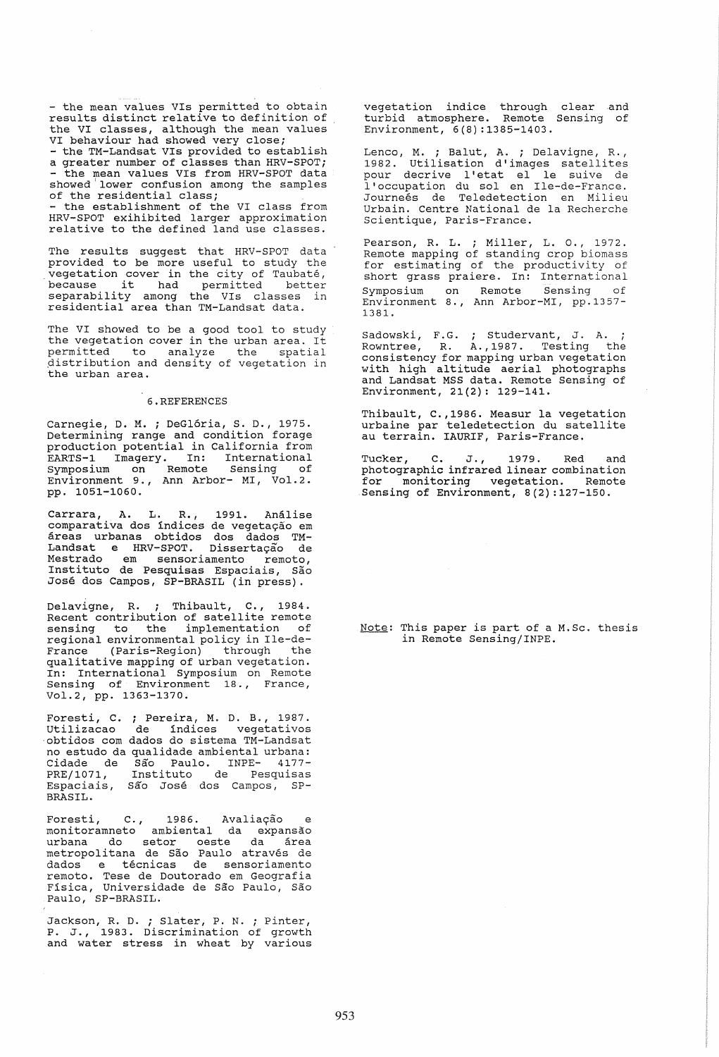- the mean values VIs permitted to obtain results distinct relative to definition of the VI classes, although the mean values VI behaviour had showed very close;
- the TM-Landsat VIs provided to establish a greater number of classes than HRV-SPOT;
- the mean values VIs from HRV-SPOT data showed lower confusion among the samples of the residential class;
- the establishment of the VI class from HRV-SPOT exihibited larger approximation relative to the defined land use classes.

The results suggest that HRV-SPOT data provided to be more useful to study the vegetation cover in the city of Taubaté, because it had permitted better separability among the VIs classes in residential area than TM-Landsat data.

The VI showed to be a good tool to study the vegetation cover in the urban area. It permitted to analyze the spatial distribution and density of vegetation in the urban area.

## 6. REFERENCES

Carnegie, D. M. ; DeGlória, S. D., 1975. Determining range and condition forage production potential in California from EARTS-1 Imagery. In: International Symposium on Remote Sensing of Environment 9., Ann Arbor- MI, Vol.2. pp. 1051-1060.

Carrara, A. L. R., 1991. Análise comparativa dos índices de vegetação em áreas urbanas obtidos dos dados TM-Landsat e HRV-SPOT. Dissertação de Mestrado em sensoriamento remoto, Instituto de Pesquisas Espaciais, São José dos Campos, SP-BRASIL (in press).

Delavigne, R. ; Thibault, C., 1984. Recent contribution of satellite remote sensing to the implementation of regional environmental policy in Ile-de-France (Paris-Region) through the qualitative mapping of urban vegetation. In: International Symposium on Remote Sensing of Environment 18., France, Vol.2, pp. 1363-1370.

Foresti, C. ; Pereira, M. D. B., 1987. Utilizacao de índices vegetativos obtidos com dados do sistema TM-Landsat no estudo da qualidade ambiental urbana: Cidade de São Paulo. INPE- 4177-PRE/1071, Instituto de Pesquisas Espaciais, São José dos Campos, SP-BRASIL.

Foresti, C., 1986. Avaliação e monitoramneto ambiental da expansão urbana do setor oeste da área metropolitana de São Paulo através de dados e técnicas de sensoriamento remoto. Tese de Doutorado em Geografia Física, Universidade de São Paulo, São Paulo, SP-BRASIL.

Jackson, R. D. ; Slater, P. N. ; Pinter, P. J., 1983. Discrimination of growth and water stress in wheat by various vegetation indice through clear and turbid atmosphere. Remote Sensing of Environment, 6(8):1385-1403.

Lenco, M. ; Balut, A. ; Delavigne, R., 1982. Utilisation d'images satellites pour decrive l'etat el le suive de l'occupation du sol en Ile-de-France. Journeés de Teledetection en Milieu Urbain. Centre National de la Recherche Scientique, Paris-France.

Pearson, R. L. ; Miller, L. O., 1972. Remote mapping of standing crop biomass for estimating of the productivity of short grass praiere. In: International Symposium on Remote Sensing of Environment 8., Ann Arbor-MI, pp.1357-1381.

Sadowski, F.G. ; Studervant, J. A. ; Rowntree, R. A., 1987. Testing the consistency for mapping urban vegetation with high altitude aerial photographs and Landsat MSS data. Remote Sensing of Environment, 21(2): 129-141.

Thibault, C., 1986. Measur la vegetation urbaine par teledetection du satellite au terrain. IAURIF, Paris-France.

Tucker, C. J., 1979. Red and photographic infrared linear combination for monitoring vegetation. Remote Sensing of Environment, 8(2):127-150.

Note: This paper is part of a M.Sc. thesis in Remote Sensing/INPE.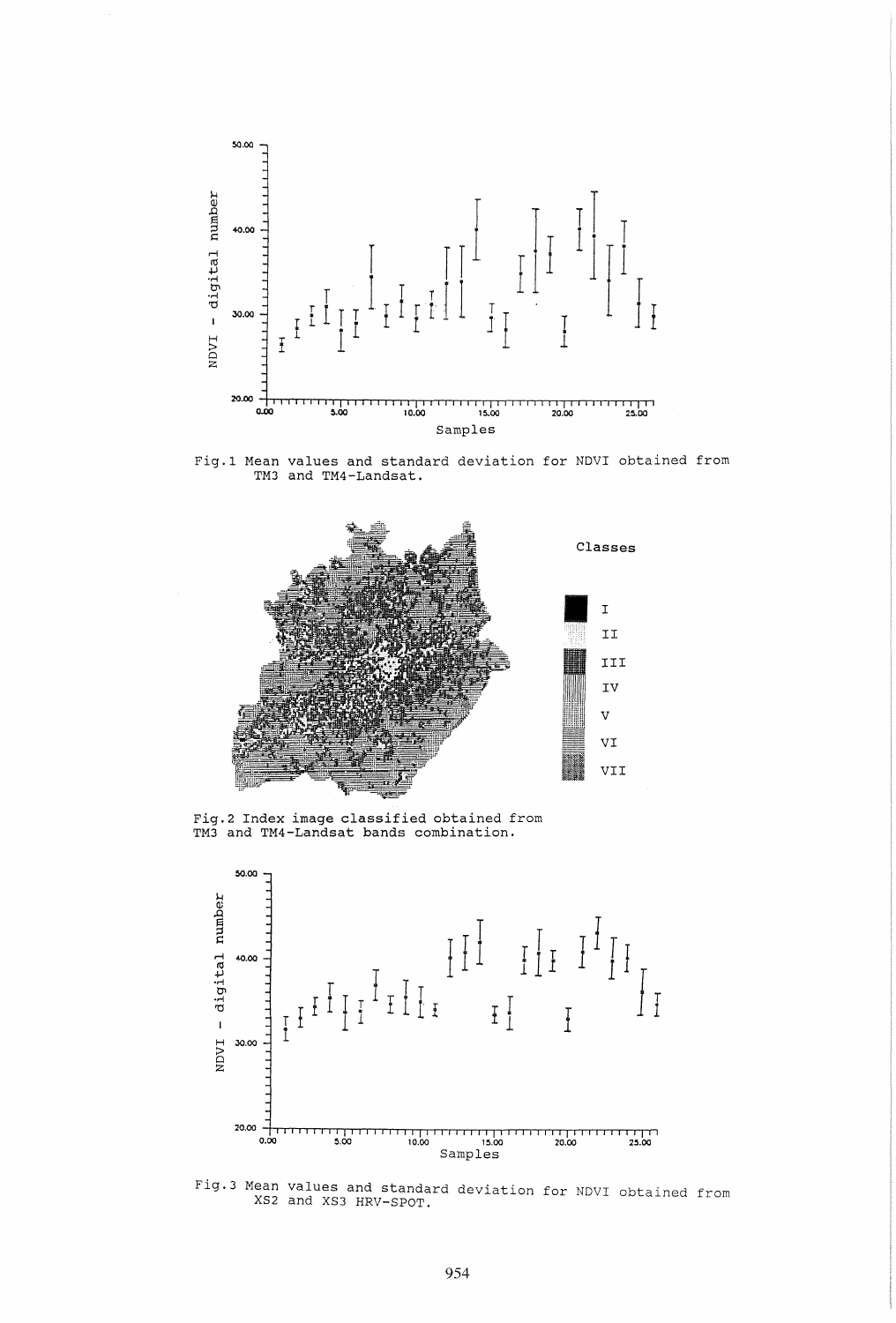Fig.1 Mean values and standard deviation for NDVI obtained from TM3 and TM4-Landsat.

Fig.2 Index image classified obtained from TM3 and TM4-Landsat bands combination.

Fig.3 Mean values and standard deviation for NDVI obtained from XS2 and XS3 HRV-SPOT.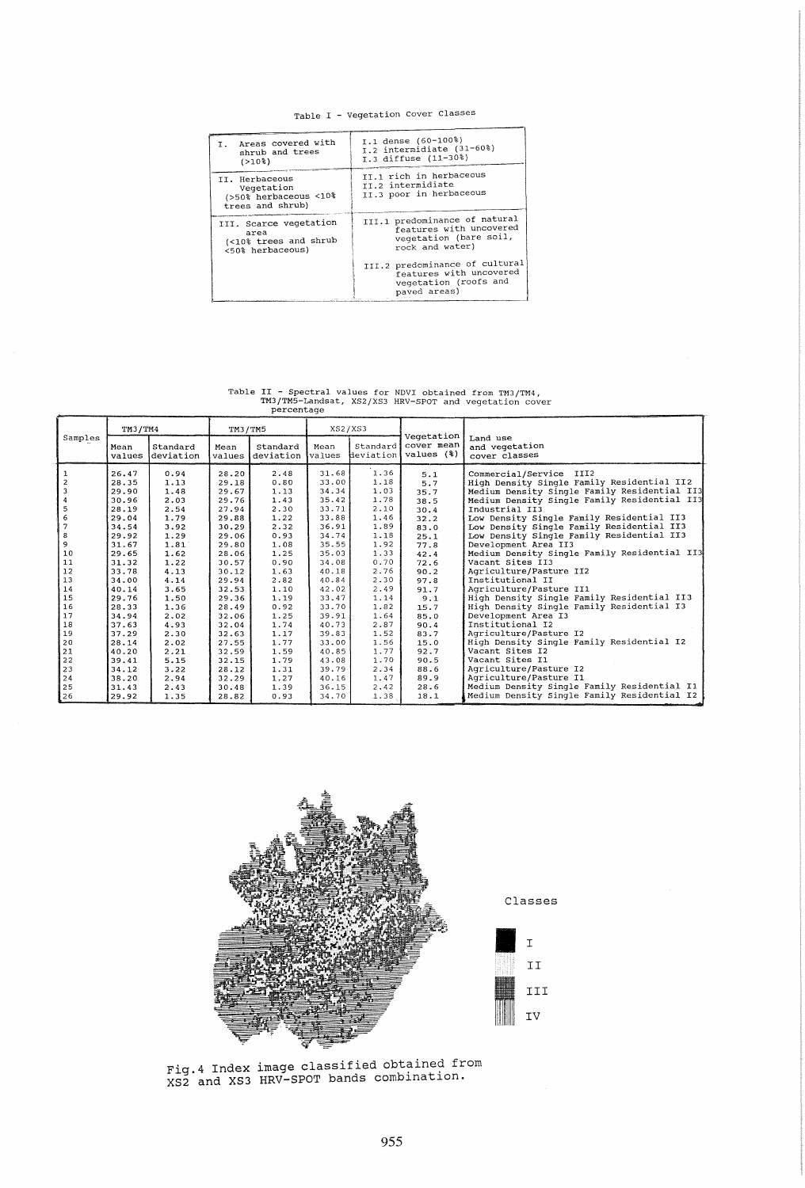Table I - Vegetation Cover Classes

| | |
|---|---|
| I. Areas covered with shrub and trees (>10%) | I.1 dense (60-100%)<br>I.2 intermidiate (31-60%)<br>I.3 diffuse (11-30%) |
| II. Herbaceous Vegetation (>50% herbaceous <10% trees and shrub) | II.1 rich in herbaceous<br>II.2 intermidiate<br>II.3 poor in herbaceous |
| III. Scarce vegetation area (<10% trees and shrub <50% herbaceous) | III.1 predominance of natural features with uncovered vegetation (bare soil, rock and water)<br><br>III.2 predominance of cultural features with uncovered vegetation (roofs and paved areas) |

Table II - Spectral values for NDVI obtained from TM3/TM4, TM3/TM5-Landsat, XS2/XS3 HRV-SPOT and vegetation cover percentage

| Samples | TM3/TM4 | | TM3/TM5 | | XS2/XS3 | | Vegetation cover mean values (%) | Land use and vegetation cover classes |
|---|---|---|---|---|---|---|---|---|
| | Mean values | Standard deviation | Mean values | Standard deviation | Mean values | Standard deviation | | |
| 1 | 26.47 | 0.94 | 28.20 | 2.48 | 31.68 | 1.36 | 5.1 | Commercial/Service III2 |
| 2 | 28.35 | 1.13 | 29.18 | 0.80 | 33.00 | 1.18 | 5.7 | High Density Single Family Residential II2 |
| 3 | 29.90 | 1.48 | 29.67 | 1.13 | 34.34 | 1.03 | 35.7 | Medium Density Single Family Residential II3 |
| 4 | 30.96 | 2.03 | 29.76 | 1.43 | 35.42 | 1.78 | 38.5 | Medium Density Single Family Residential II3 |
| 5 | 28.19 | 2.54 | 27.94 | 2.30 | 33.71 | 2.10 | 30.4 | Industrial II3 |
| 6 | 29.04 | 1.79 | 29.88 | 1.22 | 33.88 | 1.46 | 32.2 | Low Density Single Family Residential II3 |
| 7 | 34.54 | 3.92 | 30.29 | 2.32 | 36.91 | 1.89 | 83.0 | Low Density Single Family Residential II3 |
| 8 | 29.92 | 1.29 | 29.06 | 0.93 | 34.74 | 1.18 | 25.1 | Low Density Single Family Residential II3 |
| 9 | 31.67 | 1.81 | 29.80 | 1.08 | 35.55 | 1.92 | 77.8 | Development Area II3 |
| 10 | 29.65 | 1.62 | 28.06 | 1.25 | 35.03 | 1.33 | 42.4 | Medium Density Single Family Residential II3 |
| 11 | 31.32 | 1.22 | 30.57 | 0.90 | 34.08 | 0.70 | 72.6 | Vacant Sites II3 |
| 12 | 33.78 | 4.13 | 30.12 | 1.63 | 40.18 | 2.76 | 90.2 | Agriculture/Pasture II2 |
| 13 | 34.00 | 4.14 | 29.94 | 2.82 | 40.84 | 2.30 | 97.8 | Institutional II |
| 14 | 40.14 | 3.65 | 32.53 | 1.10 | 42.02 | 2.49 | 91.7 | Agriculture/Pasture II1 |
| 15 | 29.76 | 1.50 | 29.36 | 1.19 | 33.47 | 1.14 | 9.1 | High Density Single Family Residential II3 |
| 16 | 28.33 | 1.36 | 28.49 | 0.92 | 33.70 | 1.82 | 15.7 | High Density Single Family Residential I3 |
| 17 | 34.94 | 2.02 | 32.06 | 1.25 | 39.91 | 1.64 | 85.0 | Development Area I3 |
| 18 | 37.63 | 4.93 | 32.04 | 1.74 | 40.73 | 2.87 | 90.4 | Institutional I2 |
| 19 | 37.29 | 2.30 | 32.63 | 1.17 | 39.83 | 1.52 | 83.7 | Agriculture/Pasture I2 |
| 20 | 28.14 | 2.02 | 27.55 | 1.77 | 33.00 | 1.56 | 15.0 | High Density Single Family Residential I2 |
| 21 | 40.20 | 2.21 | 32.59 | 1.59 | 40.85 | 1.77 | 92.7 | Vacant Sites I2 |
| 22 | 39.41 | 5.15 | 32.15 | 1.79 | 43.08 | 1.70 | 90.5 | Vacant Sites I1 |
| 23 | 34.12 | 3.22 | 28.12 | 1.31 | 39.79 | 2.34 | 88.6 | Agriculture/Pasture I2 |
| 24 | 38.20 | 2.94 | 32.29 | 1.27 | 40.16 | 1.47 | 89.9 | Agriculture/Pasture I1 |
| 25 | 31.43 | 2.43 | 30.48 | 1.39 | 36.15 | 2.42 | 28.6 | Medium Density Single Family Residential I1 |
| 26 | 29.92 | 1.35 | 28.82 | 0.93 | 34.70 | 1.38 | 18.1 | Medium Density Single Family Residential I2 |

Classes: I, II, III, IV

Fig.4 Index image classified obtained from XS2 and XS3 HRV-SPOT bands combination.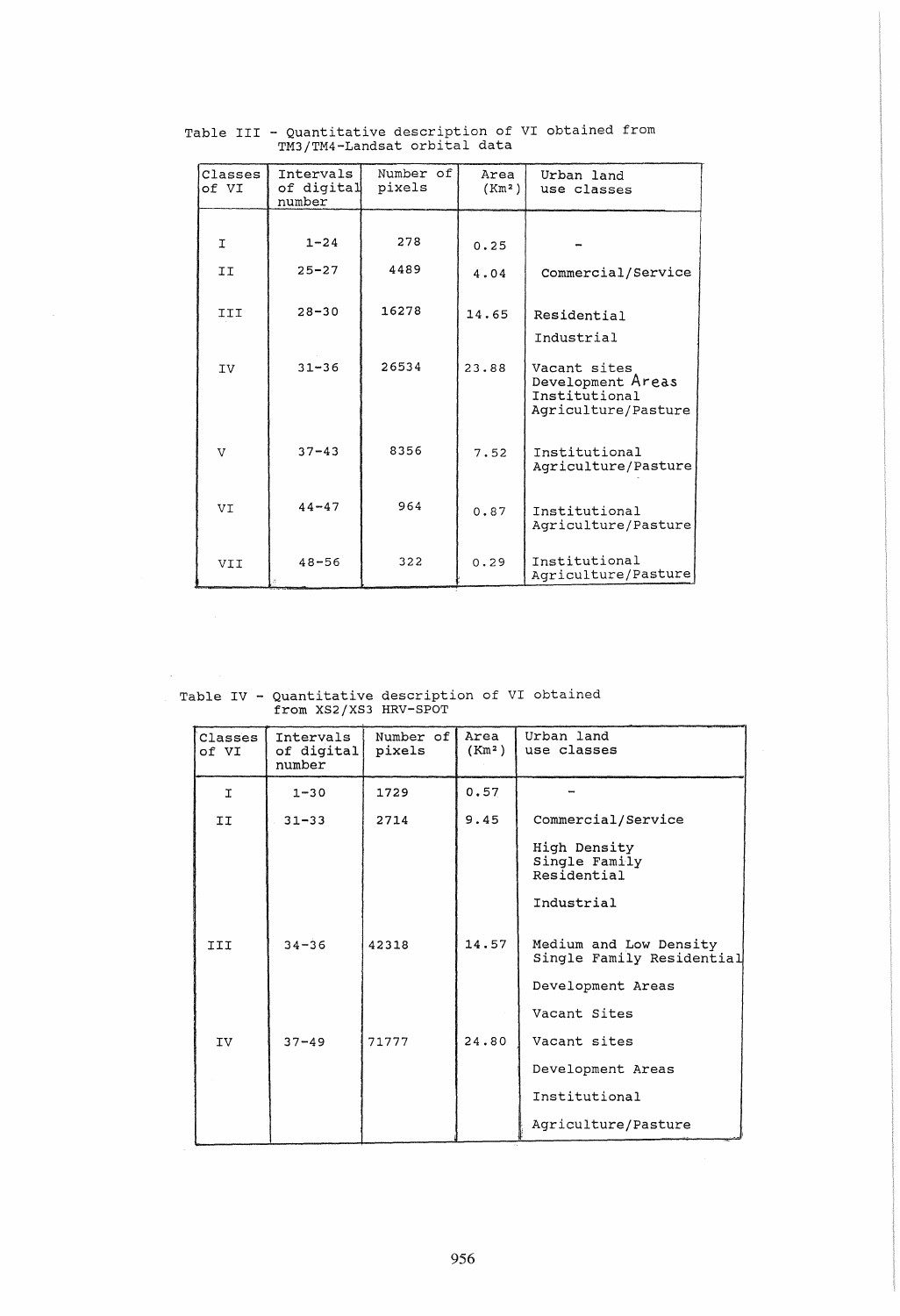Table III - Quantitative description of VI obtained from TM3/TM4-Landsat orbital data

| Classes of VI | Intervals of digital number | Number of pixels | Area (Km²) | Urban land use classes |
|---|---|---|---|---|
| I | 1-24 | 278 | 0.25 | - |
| II | 25-27 | 4489 | 4.04 | Commercial/Service |
| III | 28-30 | 16278 | 14.65 | Residential<br>Industrial |
| IV | 31-36 | 26534 | 23.88 | Vacant sites<br>Development Areas<br>Institutional<br>Agriculture/Pasture |
| V | 37-43 | 8356 | 7.52 | Institutional<br>Agriculture/Pasture |
| VI | 44-47 | 964 | 0.87 | Institutional<br>Agriculture/Pasture |
| VII | 48-56 | 322 | 0.29 | Institutional<br>Agriculture/Pasture |

Table IV - Quantitative description of VI obtained from XS2/XS3 HRV-SPOT

| Classes of VI | Intervals of digital number | Number of pixels | Area (Km²) | Urban land use classes |
|---|---|---|---|---|
| I | 1-30 | 1729 | 0.57 | - |
| II | 31-33 | 2714 | 9.45 | Commercial/Service<br>High Density Single Family Residential<br>Industrial |
| III | 34-36 | 42318 | 14.57 | Medium and Low Density Single Family Residential<br>Development Areas<br>Vacant Sites |
| IV | 37-49 | 71777 | 24.80 | Vacant sites<br>Development Areas<br>Institutional<br>Agriculture/Pasture |